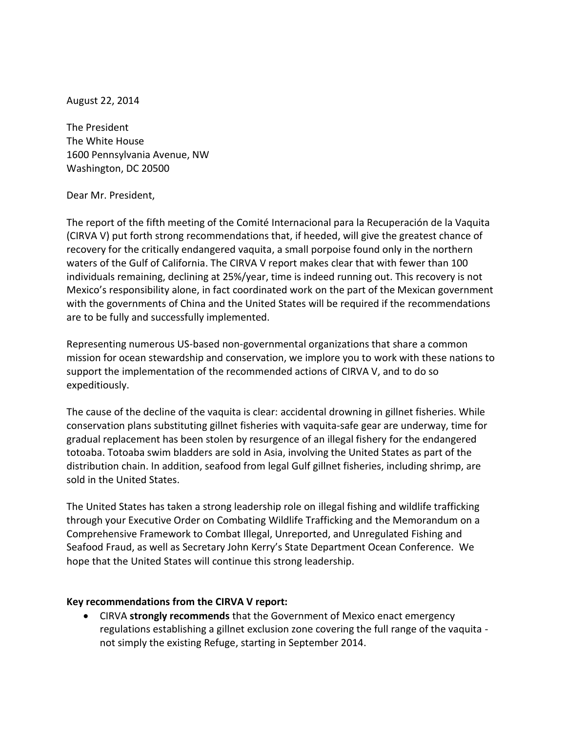August 22, 2014

The President
The White House
1600 Pennsylvania Avenue, NW
Washington, DC 20500

Dear Mr. President,

The report of the fifth meeting of the Comité Internacional para la Recuperación de la Vaquita (CIRVA V) put forth strong recommendations that, if heeded, will give the greatest chance of recovery for the critically endangered vaquita, a small porpoise found only in the northern waters of the Gulf of California. The CIRVA V report makes clear that with fewer than 100 individuals remaining, declining at 25%/year, time is indeed running out. This recovery is not Mexico's responsibility alone, in fact coordinated work on the part of the Mexican government with the governments of China and the United States will be required if the recommendations are to be fully and successfully implemented.

Representing numerous US-based non-governmental organizations that share a common mission for ocean stewardship and conservation, we implore you to work with these nations to support the implementation of the recommended actions of CIRVA V, and to do so expeditiously.

The cause of the decline of the vaquita is clear: accidental drowning in gillnet fisheries. While conservation plans substituting gillnet fisheries with vaquita-safe gear are underway, time for gradual replacement has been stolen by resurgence of an illegal fishery for the endangered totoaba. Totoaba swim bladders are sold in Asia, involving the United States as part of the distribution chain. In addition, seafood from legal Gulf gillnet fisheries, including shrimp, are sold in the United States.

The United States has taken a strong leadership role on illegal fishing and wildlife trafficking through your Executive Order on Combating Wildlife Trafficking and the Memorandum on a Comprehensive Framework to Combat Illegal, Unreported, and Unregulated Fishing and Seafood Fraud, as well as Secretary John Kerry's State Department Ocean Conference. We hope that the United States will continue this strong leadership.

**Key recommendations from the CIRVA V report:**

- CIRVA **strongly recommends** that the Government of Mexico enact emergency regulations establishing a gillnet exclusion zone covering the full range of the vaquita - not simply the existing Refuge, starting in September 2014.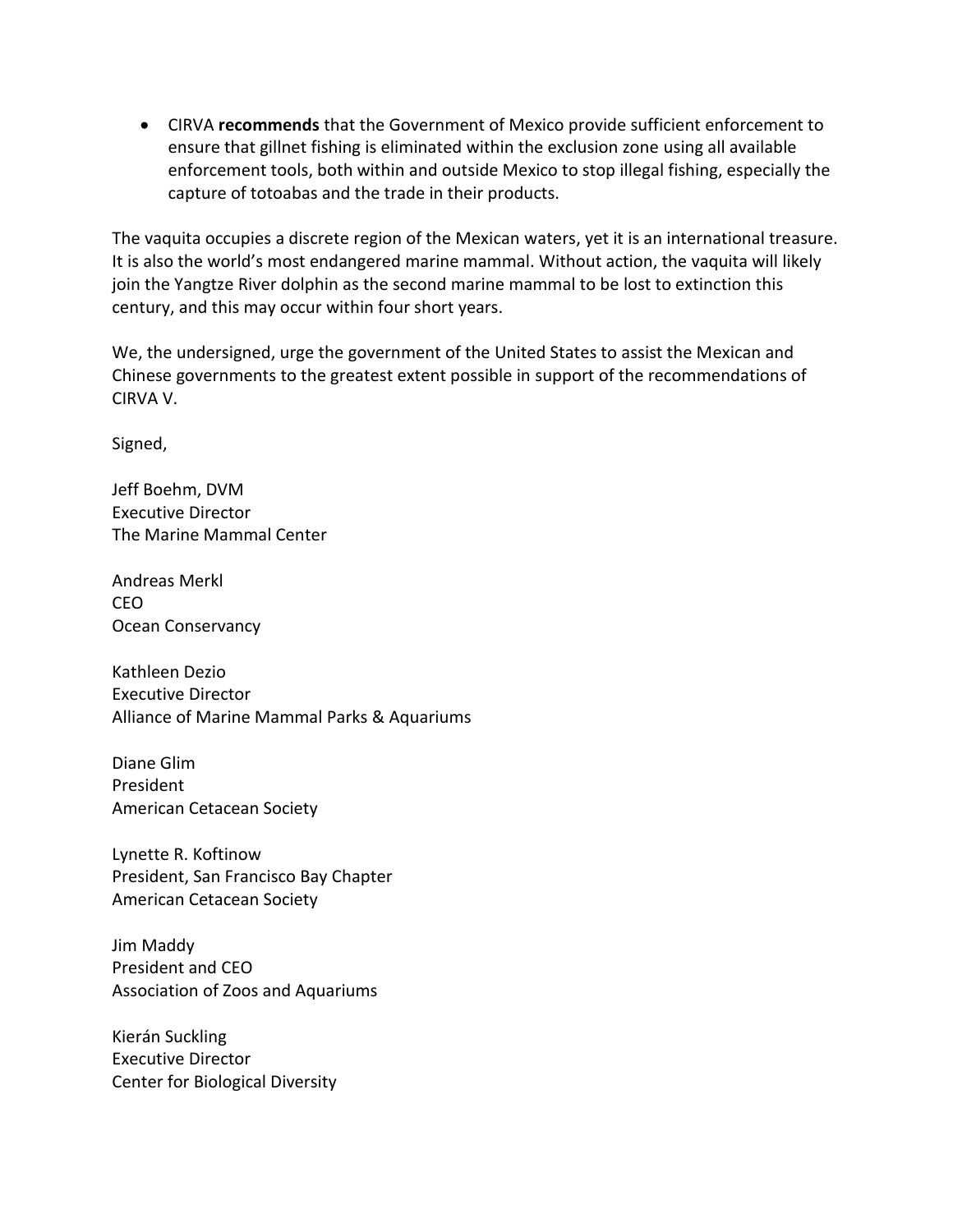- CIRVA **recommends** that the Government of Mexico provide sufficient enforcement to ensure that gillnet fishing is eliminated within the exclusion zone using all available enforcement tools, both within and outside Mexico to stop illegal fishing, especially the capture of totoabas and the trade in their products.

The vaquita occupies a discrete region of the Mexican waters, yet it is an international treasure. It is also the world's most endangered marine mammal. Without action, the vaquita will likely join the Yangtze River dolphin as the second marine mammal to be lost to extinction this century, and this may occur within four short years.

We, the undersigned, urge the government of the United States to assist the Mexican and Chinese governments to the greatest extent possible in support of the recommendations of CIRVA V.

Signed,

Jeff Boehm, DVM
Executive Director
The Marine Mammal Center

Andreas Merkl
CEO
Ocean Conservancy

Kathleen Dezio
Executive Director
Alliance of Marine Mammal Parks & Aquariums

Diane Glim
President
American Cetacean Society

Lynette R. Koftinow
President, San Francisco Bay Chapter
American Cetacean Society

Jim Maddy
President and CEO
Association of Zoos and Aquariums

Kierán Suckling
Executive Director
Center for Biological Diversity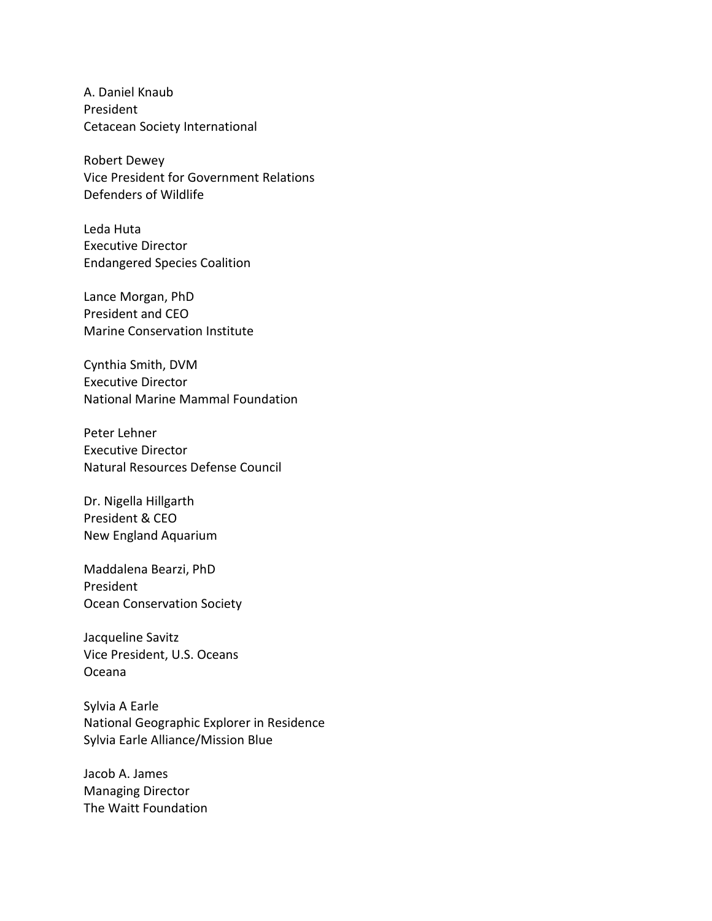A. Daniel Knaub
President
Cetacean Society International

Robert Dewey
Vice President for Government Relations
Defenders of Wildlife

Leda Huta
Executive Director
Endangered Species Coalition

Lance Morgan, PhD
President and CEO
Marine Conservation Institute

Cynthia Smith, DVM
Executive Director
National Marine Mammal Foundation

Peter Lehner
Executive Director
Natural Resources Defense Council

Dr. Nigella Hillgarth
President & CEO
New England Aquarium

Maddalena Bearzi, PhD
President
Ocean Conservation Society

Jacqueline Savitz
Vice President, U.S. Oceans
Oceana

Sylvia A Earle
National Geographic Explorer in Residence
Sylvia Earle Alliance/Mission Blue

Jacob A. James
Managing Director
The Waitt Foundation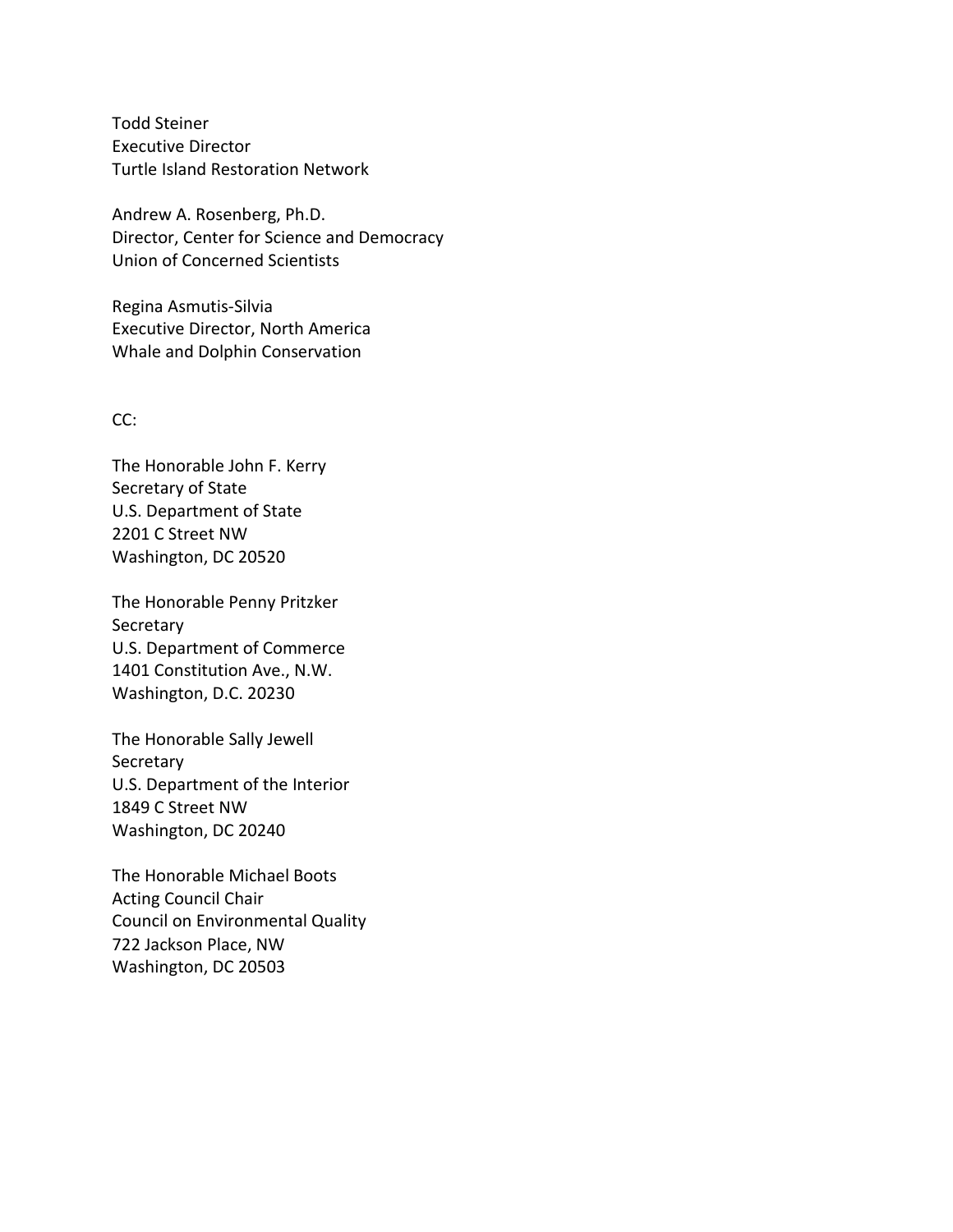Todd Steiner
Executive Director
Turtle Island Restoration Network

Andrew A. Rosenberg, Ph.D.
Director, Center for Science and Democracy
Union of Concerned Scientists

Regina Asmutis-Silvia
Executive Director, North America
Whale and Dolphin Conservation

CC:

The Honorable John F. Kerry
Secretary of State
U.S. Department of State
2201 C Street NW
Washington, DC 20520

The Honorable Penny Pritzker
Secretary
U.S. Department of Commerce
1401 Constitution Ave., N.W.
Washington, D.C. 20230

The Honorable Sally Jewell
Secretary
U.S. Department of the Interior
1849 C Street NW
Washington, DC 20240

The Honorable Michael Boots
Acting Council Chair
Council on Environmental Quality
722 Jackson Place, NW
Washington, DC 20503